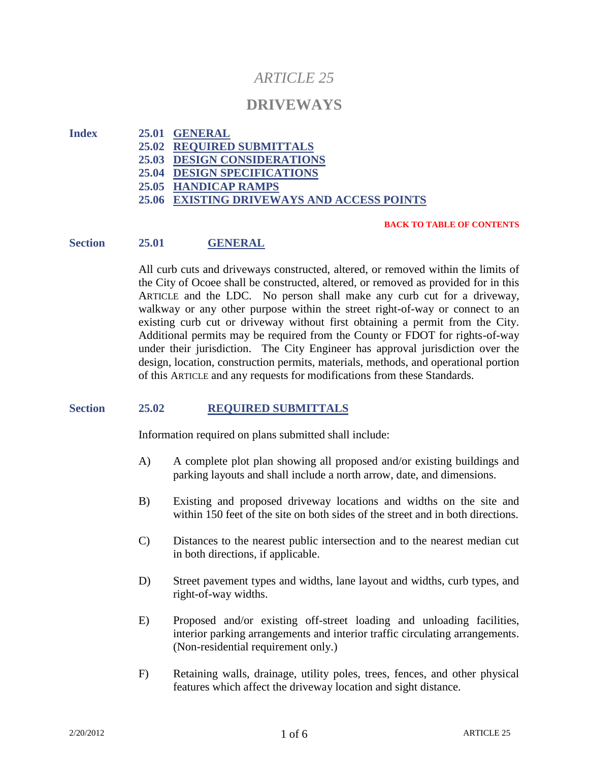# *ARTICLE 25*

# DRIVEWAYS

**Index**

**25.01 GENERAL**
**25.02 REQUIRED SUBMITTALS**
**25.03 DESIGN CONSIDERATIONS**
**25.04 DESIGN SPECIFICATIONS**
**25.05 HANDICAP RAMPS**
**25.06 EXISTING DRIVEWAYS AND ACCESS POINTS**

**BACK TO TABLE OF CONTENTS**

## Section 25.01 GENERAL

All curb cuts and driveways constructed, altered, or removed within the limits of the City of Ocoee shall be constructed, altered, or removed as provided for in this ARTICLE and the LDC. No person shall make any curb cut for a driveway, walkway or any other purpose within the street right-of-way or connect to an existing curb cut or driveway without first obtaining a permit from the City. Additional permits may be required from the County or FDOT for rights-of-way under their jurisdiction. The City Engineer has approval jurisdiction over the design, location, construction permits, materials, methods, and operational portion of this ARTICLE and any requests for modifications from these Standards.

## Section 25.02 REQUIRED SUBMITTALS

Information required on plans submitted shall include:

A) A complete plot plan showing all proposed and/or existing buildings and parking layouts and shall include a north arrow, date, and dimensions.

B) Existing and proposed driveway locations and widths on the site and within 150 feet of the site on both sides of the street and in both directions.

C) Distances to the nearest public intersection and to the nearest median cut in both directions, if applicable.

D) Street pavement types and widths, lane layout and widths, curb types, and right-of-way widths.

E) Proposed and/or existing off-street loading and unloading facilities, interior parking arrangements and interior traffic circulating arrangements. (Non-residential requirement only.)

F) Retaining walls, drainage, utility poles, trees, fences, and other physical features which affect the driveway location and sight distance.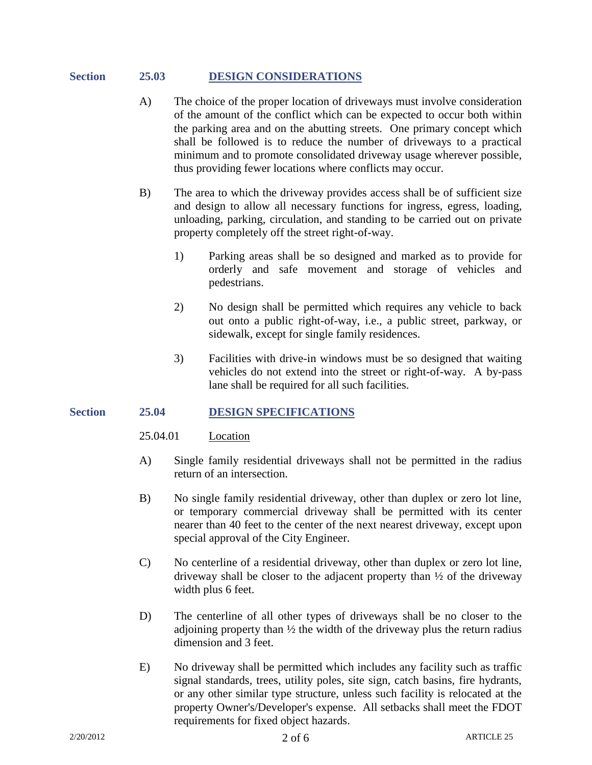## Section 25.03 DESIGN CONSIDERATIONS

A) The choice of the proper location of driveways must involve consideration of the amount of the conflict which can be expected to occur both within the parking area and on the abutting streets. One primary concept which shall be followed is to reduce the number of driveways to a practical minimum and to promote consolidated driveway usage wherever possible, thus providing fewer locations where conflicts may occur.

B) The area to which the driveway provides access shall be of sufficient size and design to allow all necessary functions for ingress, egress, loading, unloading, parking, circulation, and standing to be carried out on private property completely off the street right-of-way.

1) Parking areas shall be so designed and marked as to provide for orderly and safe movement and storage of vehicles and pedestrians.

2) No design shall be permitted which requires any vehicle to back out onto a public right-of-way, i.e., a public street, parkway, or sidewalk, except for single family residences.

3) Facilities with drive-in windows must be so designed that waiting vehicles do not extend into the street or right-of-way. A by-pass lane shall be required for all such facilities.

## Section 25.04 DESIGN SPECIFICATIONS

### 25.04.01 Location

A) Single family residential driveways shall not be permitted in the radius return of an intersection.

B) No single family residential driveway, other than duplex or zero lot line, or temporary commercial driveway shall be permitted with its center nearer than 40 feet to the center of the next nearest driveway, except upon special approval of the City Engineer.

C) No centerline of a residential driveway, other than duplex or zero lot line, driveway shall be closer to the adjacent property than ½ of the driveway width plus 6 feet.

D) The centerline of all other types of driveways shall be no closer to the adjoining property than ½ the width of the driveway plus the return radius dimension and 3 feet.

E) No driveway shall be permitted which includes any facility such as traffic signal standards, trees, utility poles, site sign, catch basins, fire hydrants, or any other similar type structure, unless such facility is relocated at the property Owner's/Developer's expense. All setbacks shall meet the FDOT requirements for fixed object hazards.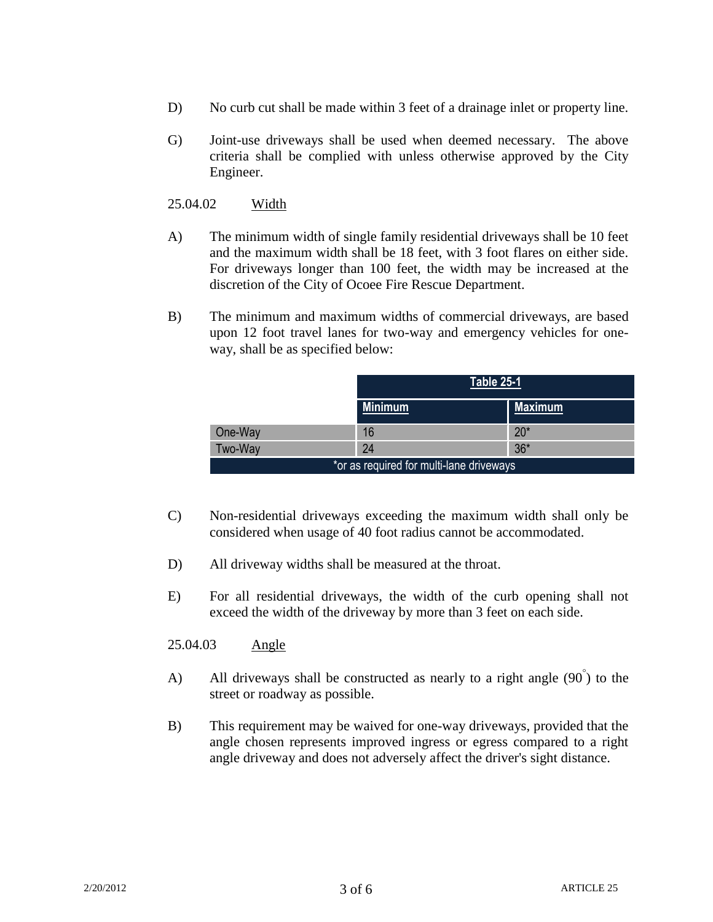D) No curb cut shall be made within 3 feet of a drainage inlet or property line.

G) Joint-use driveways shall be used when deemed necessary. The above criteria shall be complied with unless otherwise approved by the City Engineer.

25.04.02 Width

A) The minimum width of single family residential driveways shall be 10 feet and the maximum width shall be 18 feet, with 3 foot flares on either side. For driveways longer than 100 feet, the width may be increased at the discretion of the City of Ocoee Fire Rescue Department.

B) The minimum and maximum widths of commercial driveways, are based upon 12 foot travel lanes for two-way and emergency vehicles for one-way, shall be as specified below:

| | Table 25-1 | |
|---|---|---|
| | Minimum | Maximum |
| One-Way | 16 | 20* |
| Two-Way | 24 | 36* |

*or as required for multi-lane driveways

C) Non-residential driveways exceeding the maximum width shall only be considered when usage of 40 foot radius cannot be accommodated.

D) All driveway widths shall be measured at the throat.

E) For all residential driveways, the width of the curb opening shall not exceed the width of the driveway by more than 3 feet on each side.

25.04.03 Angle

A) All driveways shall be constructed as nearly to a right angle (90°) to the street or roadway as possible.

B) This requirement may be waived for one-way driveways, provided that the angle chosen represents improved ingress or egress compared to a right angle driveway and does not adversely affect the driver's sight distance.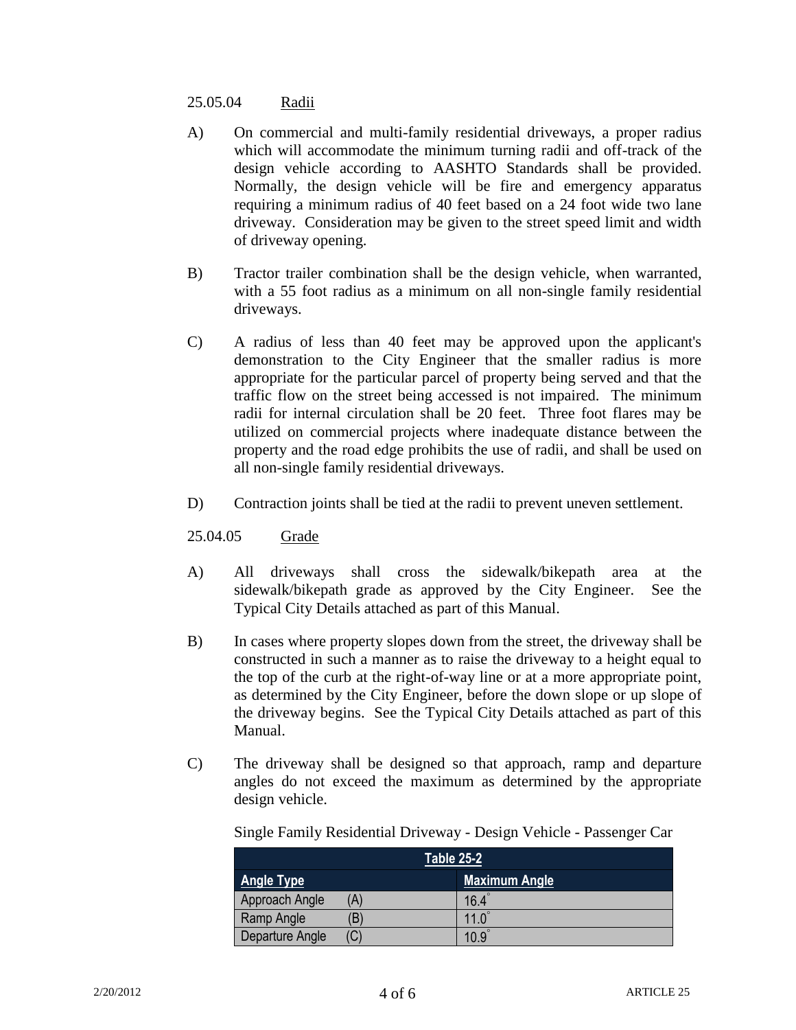25.05.04 Radii

A) On commercial and multi-family residential driveways, a proper radius which will accommodate the minimum turning radii and off-track of the design vehicle according to AASHTO Standards shall be provided. Normally, the design vehicle will be fire and emergency apparatus requiring a minimum radius of 40 feet based on a 24 foot wide two lane driveway. Consideration may be given to the street speed limit and width of driveway opening.

B) Tractor trailer combination shall be the design vehicle, when warranted, with a 55 foot radius as a minimum on all non-single family residential driveways.

C) A radius of less than 40 feet may be approved upon the applicant's demonstration to the City Engineer that the smaller radius is more appropriate for the particular parcel of property being served and that the traffic flow on the street being accessed is not impaired. The minimum radii for internal circulation shall be 20 feet. Three foot flares may be utilized on commercial projects where inadequate distance between the property and the road edge prohibits the use of radii, and shall be used on all non-single family residential driveways.

D) Contraction joints shall be tied at the radii to prevent uneven settlement.

25.04.05 Grade

A) All driveways shall cross the sidewalk/bikepath area at the sidewalk/bikepath grade as approved by the City Engineer. See the Typical City Details attached as part of this Manual.

B) In cases where property slopes down from the street, the driveway shall be constructed in such a manner as to raise the driveway to a height equal to the top of the curb at the right-of-way line or at a more appropriate point, as determined by the City Engineer, before the down slope or up slope of the driveway begins. See the Typical City Details attached as part of this Manual.

C) The driveway shall be designed so that approach, ramp and departure angles do not exceed the maximum as determined by the appropriate design vehicle.

Single Family Residential Driveway - Design Vehicle - Passenger Car

| Table 25-2 | |
|---|---|
| **Angle Type** | **Maximum Angle** |
| Approach Angle (A) | 16.4° |
| Ramp Angle (B) | 11.0° |
| Departure Angle (C) | 10.9° |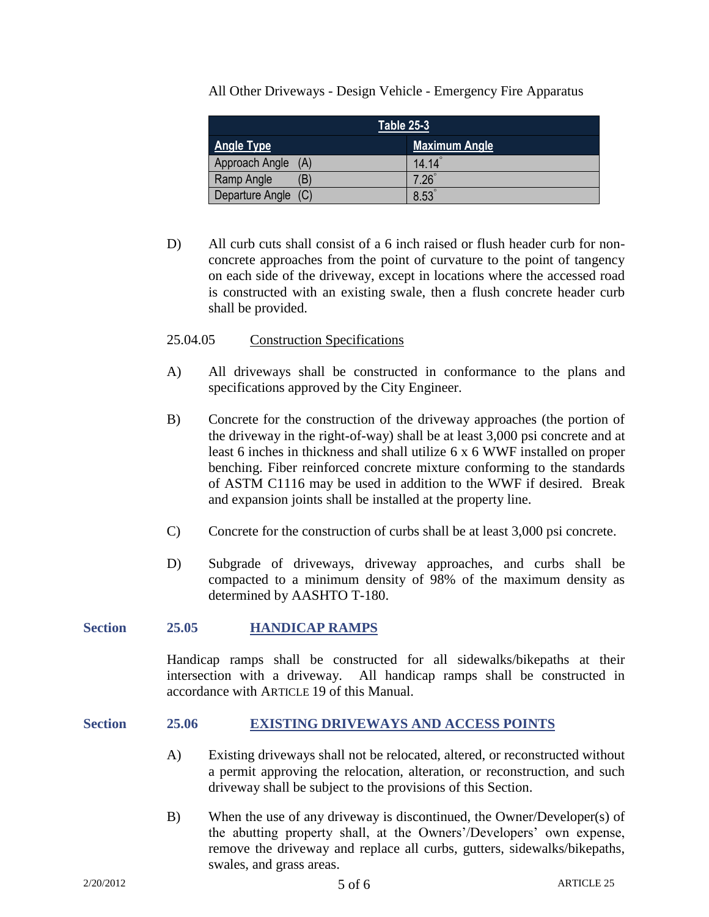All Other Driveways - Design Vehicle - Emergency Fire Apparatus

| Table 25-3 | |
|---|---|
| **Angle Type** | **Maximum Angle** |
| Approach Angle (A) | 14.14° |
| Ramp Angle (B) | 7.26° |
| Departure Angle (C) | 8.53° |

D) All curb cuts shall consist of a 6 inch raised or flush header curb for non-concrete approaches from the point of curvature to the point of tangency on each side of the driveway, except in locations where the accessed road is constructed with an existing swale, then a flush concrete header curb shall be provided.

25.04.05 Construction Specifications

A) All driveways shall be constructed in conformance to the plans and specifications approved by the City Engineer.

B) Concrete for the construction of the driveway approaches (the portion of the driveway in the right-of-way) shall be at least 3,000 psi concrete and at least 6 inches in thickness and shall utilize 6 x 6 WWF installed on proper benching. Fiber reinforced concrete mixture conforming to the standards of ASTM C1116 may be used in addition to the WWF if desired. Break and expansion joints shall be installed at the property line.

C) Concrete for the construction of curbs shall be at least 3,000 psi concrete.

D) Subgrade of driveways, driveway approaches, and curbs shall be compacted to a minimum density of 98% of the maximum density as determined by AASHTO T-180.

## Section 25.05 HANDICAP RAMPS

Handicap ramps shall be constructed for all sidewalks/bikepaths at their intersection with a driveway. All handicap ramps shall be constructed in accordance with ARTICLE 19 of this Manual.

## Section 25.06 EXISTING DRIVEWAYS AND ACCESS POINTS

A) Existing driveways shall not be relocated, altered, or reconstructed without a permit approving the relocation, alteration, or reconstruction, and such driveway shall be subject to the provisions of this Section.

B) When the use of any driveway is discontinued, the Owner/Developer(s) of the abutting property shall, at the Owners'/Developers' own expense, remove the driveway and replace all curbs, gutters, sidewalks/bikepaths, swales, and grass areas.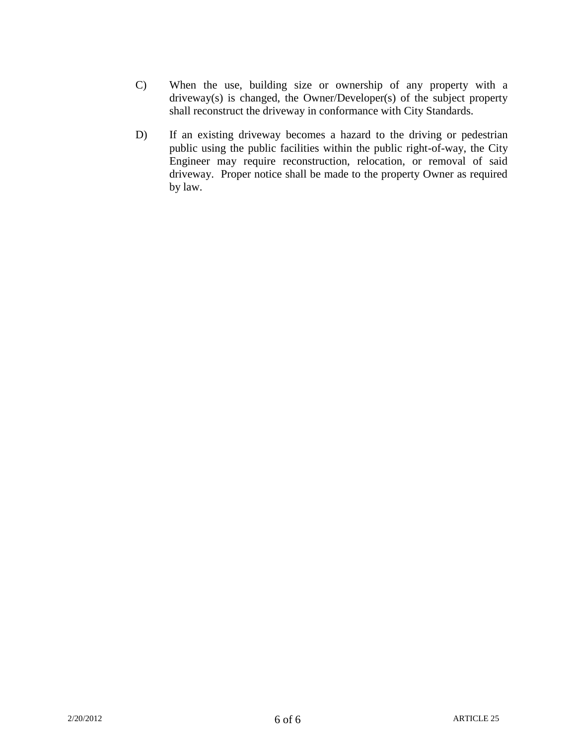C) When the use, building size or ownership of any property with a driveway(s) is changed, the Owner/Developer(s) of the subject property shall reconstruct the driveway in conformance with City Standards.

D) If an existing driveway becomes a hazard to the driving or pedestrian public using the public facilities within the public right-of-way, the City Engineer may require reconstruction, relocation, or removal of said driveway. Proper notice shall be made to the property Owner as required by law.